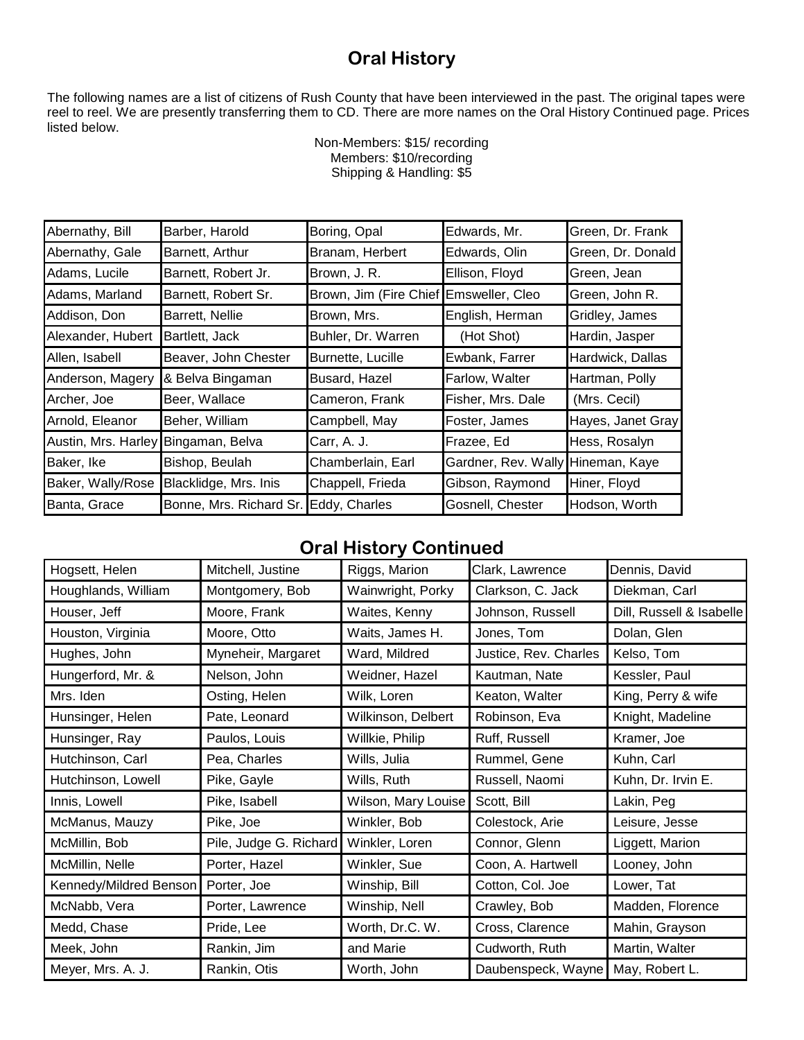# Oral History

The following names are a list of citizens of Rush County that have been interviewed in the past. The original tapes were reel to reel. We are presently transferring them to CD. There are more names on the Oral History Continued page. Prices listed below.

Non-Members: $15/ recording
Members: $10/recording
Shipping & Handling: $5

| | | | | |
|---|---|---|---|---|
| Abernathy, Bill | Barber, Harold | Boring, Opal | Edwards, Mr. | Green, Dr. Frank |
| Abernathy, Gale | Barnett, Arthur | Branam, Herbert | Edwards, Olin | Green, Dr. Donald |
| Adams, Lucile | Barnett, Robert Jr. | Brown, J. R. | Ellison, Floyd | Green, Jean |
| Adams, Marland | Barnett, Robert Sr. | Brown, Jim (Fire Chief | Emsweller, Cleo | Green, John R. |
| Addison, Don | Barrett, Nellie | Brown, Mrs. | English, Herman | Gridley, James |
| Alexander, Hubert | Bartlett, Jack | Buhler, Dr. Warren | (Hot Shot) | Hardin, Jasper |
| Allen, Isabell | Beaver, John Chester | Burnette, Lucille | Ewbank, Farrer | Hardwick, Dallas |
| Anderson, Magery | & Belva Bingaman | Busard, Hazel | Farlow, Walter | Hartman, Polly |
| Archer, Joe | Beer, Wallace | Cameron, Frank | Fisher, Mrs. Dale | (Mrs. Cecil) |
| Arnold, Eleanor | Beher, William | Campbell, May | Foster, James | Hayes, Janet Gray |
| Austin, Mrs. Harley | Bingaman, Belva | Carr, A. J. | Frazee, Ed | Hess, Rosalyn |
| Baker, Ike | Bishop, Beulah | Chamberlain, Earl | Gardner, Rev. Wally | Hineman, Kaye |
| Baker, Wally/Rose | Blacklidge, Mrs. Inis | Chappell, Frieda | Gibson, Raymond | Hiner, Floyd |
| Banta, Grace | Bonne, Mrs. Richard Sr. | Eddy, Charles | Gosnell, Chester | Hodson, Worth |

## Oral History Continued

| | | | | |
|---|---|---|---|---|
| Hogsett, Helen | Mitchell, Justine | Riggs, Marion | Clark, Lawrence | Dennis, David |
| Houghlands, William | Montgomery, Bob | Wainwright, Porky | Clarkson, C. Jack | Diekman, Carl |
| Houser, Jeff | Moore, Frank | Waites, Kenny | Johnson, Russell | Dill, Russell & Isabelle |
| Houston, Virginia | Moore, Otto | Waits, James H. | Jones, Tom | Dolan, Glen |
| Hughes, John | Myneheir, Margaret | Ward, Mildred | Justice, Rev. Charles | Kelso, Tom |
| Hungerford, Mr. & | Nelson, John | Weidner, Hazel | Kautman, Nate | Kessler, Paul |
| Mrs. Iden | Osting, Helen | Wilk, Loren | Keaton, Walter | King, Perry & wife |
| Hunsinger, Helen | Pate, Leonard | Wilkinson, Delbert | Robinson, Eva | Knight, Madeline |
| Hunsinger, Ray | Paulos, Louis | Willkie, Philip | Ruff, Russell | Kramer, Joe |
| Hutchinson, Carl | Pea, Charles | Wills, Julia | Rummel, Gene | Kuhn, Carl |
| Hutchinson, Lowell | Pike, Gayle | Wills, Ruth | Russell, Naomi | Kuhn, Dr. Irvin E. |
| Innis, Lowell | Pike, Isabell | Wilson, Mary Louise | Scott, Bill | Lakin, Peg |
| McManus, Mauzy | Pike, Joe | Winkler, Bob | Colestock, Arie | Leisure, Jesse |
| McMillin, Bob | Pile, Judge G. Richard | Winkler, Loren | Connor, Glenn | Liggett, Marion |
| McMillin, Nelle | Porter, Hazel | Winkler, Sue | Coon, A. Hartwell | Looney, John |
| Kennedy/Mildred Benson | Porter, Joe | Winship, Bill | Cotton, Col. Joe | Lower, Tat |
| McNabb, Vera | Porter, Lawrence | Winship, Nell | Crawley, Bob | Madden, Florence |
| Medd, Chase | Pride, Lee | Worth, Dr.C. W. | Cross, Clarence | Mahin, Grayson |
| Meek, John | Rankin, Jim | and Marie | Cudworth, Ruth | Martin, Walter |
| Meyer, Mrs. A. J. | Rankin, Otis | Worth, John | Daubenspeck, Wayne | May, Robert L. |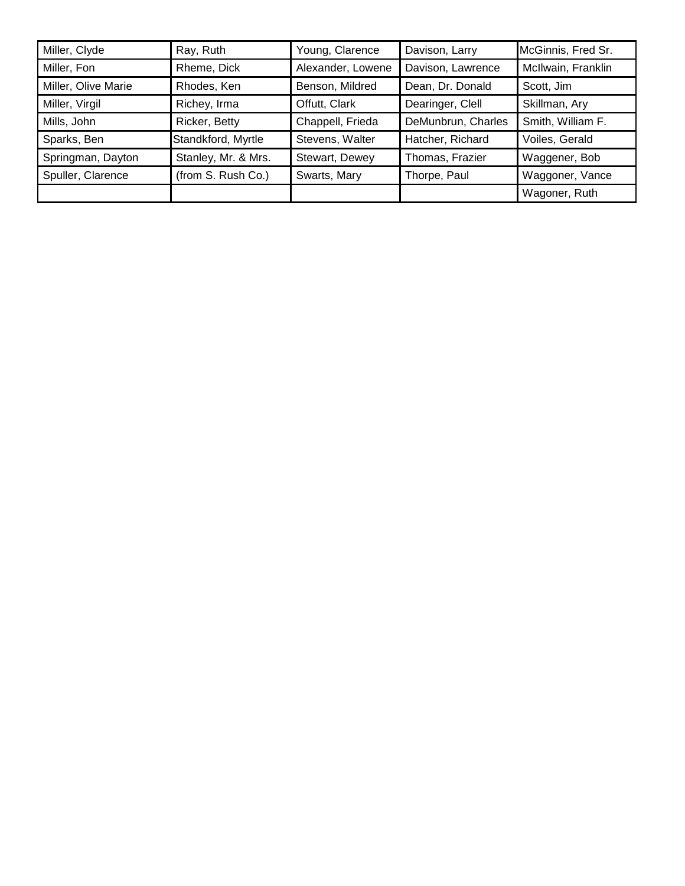| | | | | |
|---|---|---|---|---|
| Miller, Clyde | Ray, Ruth | Young, Clarence | Davison, Larry | McGinnis, Fred Sr. |
| Miller, Fon | Rheme, Dick | Alexander, Lowene | Davison, Lawrence | McIlwain, Franklin |
| Miller, Olive Marie | Rhodes, Ken | Benson, Mildred | Dean, Dr. Donald | Scott, Jim |
| Miller, Virgil | Richey, Irma | Offutt, Clark | Dearinger, Clell | Skillman, Ary |
| Mills, John | Ricker, Betty | Chappell, Frieda | DeMunbrun, Charles | Smith, William F. |
| Sparks, Ben | Standkford, Myrtle | Stevens, Walter | Hatcher, Richard | Voiles, Gerald |
| Springman, Dayton | Stanley, Mr. & Mrs. | Stewart, Dewey | Thomas, Frazier | Waggener, Bob |
| Spuller, Clarence | (from S. Rush Co.) | Swarts, Mary | Thorpe, Paul | Waggoner, Vance |
| | | | | Wagoner, Ruth |